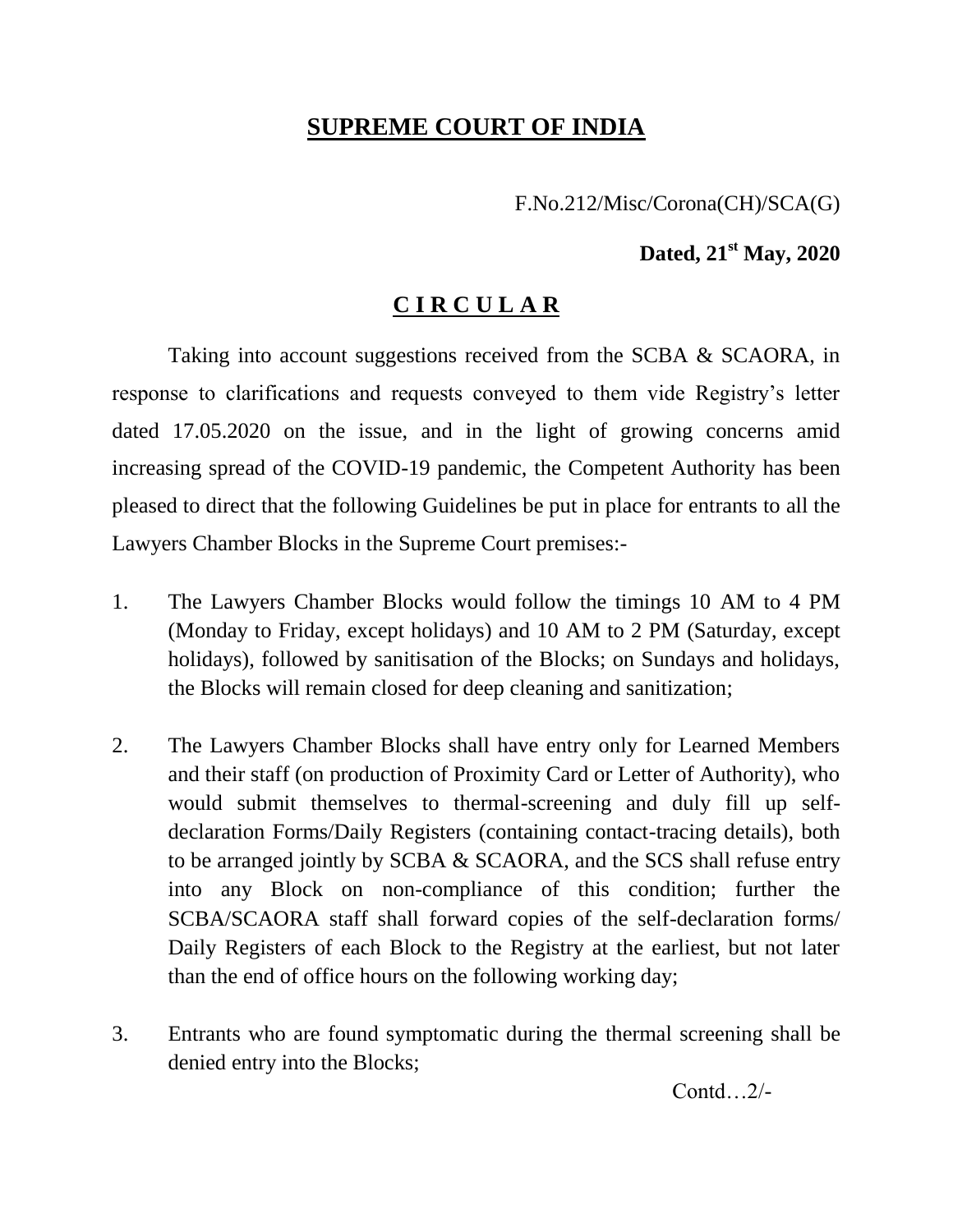# SUPREME COURT OF INDIA

F.No.212/Misc/Corona(CH)/SCA(G)

**Dated, 21st May, 2020**

## C I R C U L A R

Taking into account suggestions received from the SCBA & SCAORA, in response to clarifications and requests conveyed to them vide Registry's letter dated 17.05.2020 on the issue, and in the light of growing concerns amid increasing spread of the COVID-19 pandemic, the Competent Authority has been pleased to direct that the following Guidelines be put in place for entrants to all the Lawyers Chamber Blocks in the Supreme Court premises:-

1. The Lawyers Chamber Blocks would follow the timings 10 AM to 4 PM (Monday to Friday, except holidays) and 10 AM to 2 PM (Saturday, except holidays), followed by sanitisation of the Blocks; on Sundays and holidays, the Blocks will remain closed for deep cleaning and sanitization;

2. The Lawyers Chamber Blocks shall have entry only for Learned Members and their staff (on production of Proximity Card or Letter of Authority), who would submit themselves to thermal-screening and duly fill up self-declaration Forms/Daily Registers (containing contact-tracing details), both to be arranged jointly by SCBA & SCAORA, and the SCS shall refuse entry into any Block on non-compliance of this condition; further the SCBA/SCAORA staff shall forward copies of the self-declaration forms/ Daily Registers of each Block to the Registry at the earliest, but not later than the end of office hours on the following working day;

3. Entrants who are found symptomatic during the thermal screening shall be denied entry into the Blocks;

Contd…2/-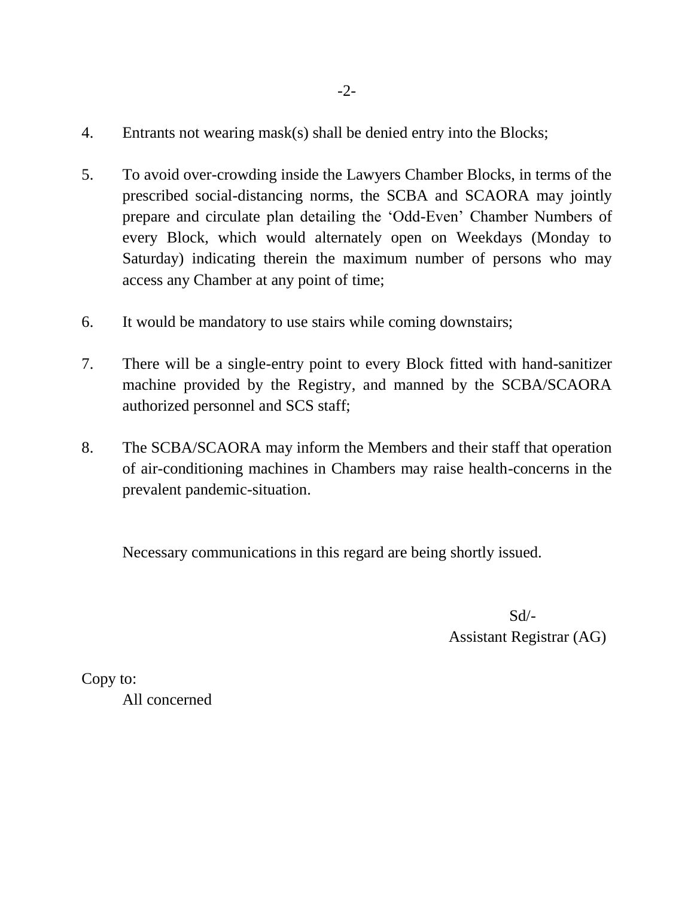4. Entrants not wearing mask(s) shall be denied entry into the Blocks;

5. To avoid over-crowding inside the Lawyers Chamber Blocks, in terms of the prescribed social-distancing norms, the SCBA and SCAORA may jointly prepare and circulate plan detailing the 'Odd-Even' Chamber Numbers of every Block, which would alternately open on Weekdays (Monday to Saturday) indicating therein the maximum number of persons who may access any Chamber at any point of time;

6. It would be mandatory to use stairs while coming downstairs;

7. There will be a single-entry point to every Block fitted with hand-sanitizer machine provided by the Registry, and manned by the SCBA/SCAORA authorized personnel and SCS staff;

8. The SCBA/SCAORA may inform the Members and their staff that operation of air-conditioning machines in Chambers may raise health-concerns in the prevalent pandemic-situation.

Necessary communications in this regard are being shortly issued.

Sd/-
Assistant Registrar (AG)

Copy to:
All concerned